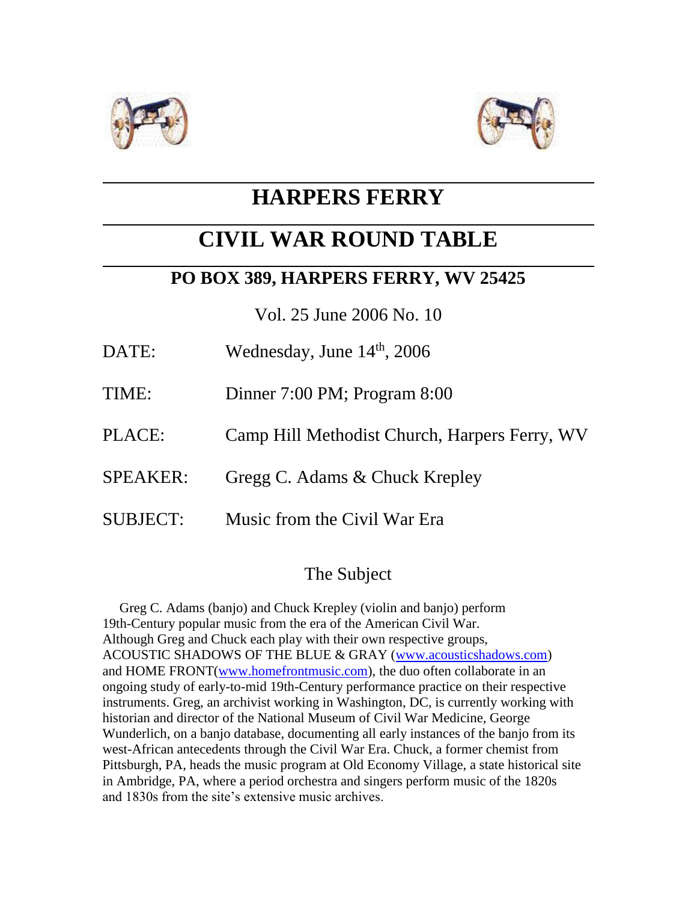# HARPERS FERRY

# CIVIL WAR ROUND TABLE

## PO BOX 389, HARPERS FERRY, WV 25425

Vol. 25 June 2006 No. 10

DATE: Wednesday, June 14th, 2006

TIME: Dinner 7:00 PM; Program 8:00

PLACE: Camp Hill Methodist Church, Harpers Ferry, WV

SPEAKER: Gregg C. Adams & Chuck Krepley

SUBJECT: Music from the Civil War Era

## The Subject

Greg C. Adams (banjo) and Chuck Krepley (violin and banjo) perform 19th-Century popular music from the era of the American Civil War. Although Greg and Chuck each play with their own respective groups, ACOUSTIC SHADOWS OF THE BLUE & GRAY (www.acousticshadows.com) and HOME FRONT(www.homefrontmusic.com), the duo often collaborate in an ongoing study of early-to-mid 19th-Century performance practice on their respective instruments. Greg, an archivist working in Washington, DC, is currently working with historian and director of the National Museum of Civil War Medicine, George Wunderlich, on a banjo database, documenting all early instances of the banjo from its west-African antecedents through the Civil War Era. Chuck, a former chemist from Pittsburgh, PA, heads the music program at Old Economy Village, a state historical site in Ambridge, PA, where a period orchestra and singers perform music of the 1820s and 1830s from the site's extensive music archives.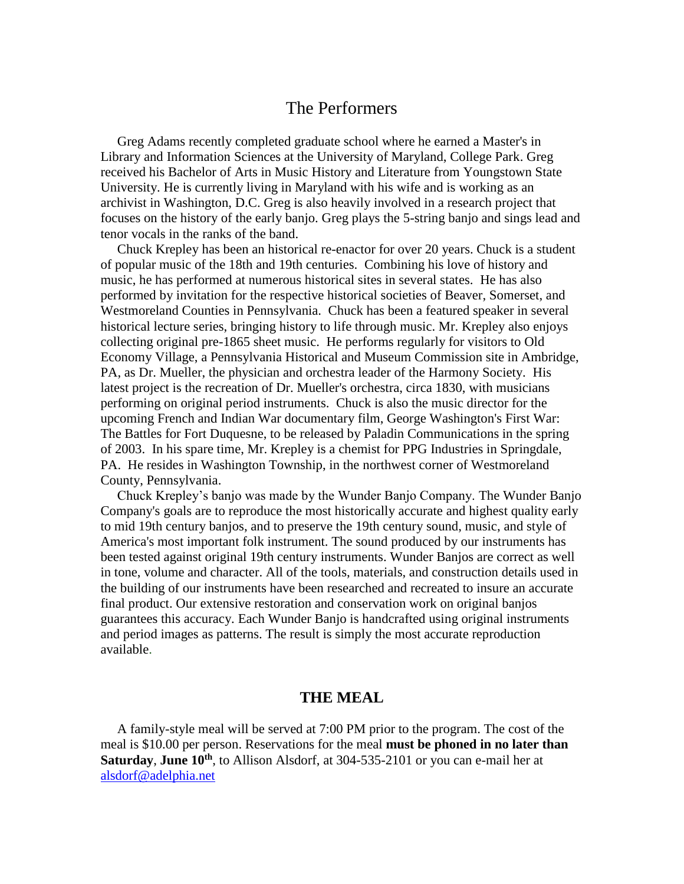## The Performers

Greg Adams recently completed graduate school where he earned a Master's in Library and Information Sciences at the University of Maryland, College Park. Greg received his Bachelor of Arts in Music History and Literature from Youngstown State University. He is currently living in Maryland with his wife and is working as an archivist in Washington, D.C. Greg is also heavily involved in a research project that focuses on the history of the early banjo. Greg plays the 5-string banjo and sings lead and tenor vocals in the ranks of the band.

Chuck Krepley has been an historical re-enactor for over 20 years. Chuck is a student of popular music of the 18th and 19th centuries. Combining his love of history and music, he has performed at numerous historical sites in several states. He has also performed by invitation for the respective historical societies of Beaver, Somerset, and Westmoreland Counties in Pennsylvania. Chuck has been a featured speaker in several historical lecture series, bringing history to life through music. Mr. Krepley also enjoys collecting original pre-1865 sheet music. He performs regularly for visitors to Old Economy Village, a Pennsylvania Historical and Museum Commission site in Ambridge, PA, as Dr. Mueller, the physician and orchestra leader of the Harmony Society. His latest project is the recreation of Dr. Mueller's orchestra, circa 1830, with musicians performing on original period instruments. Chuck is also the music director for the upcoming French and Indian War documentary film, George Washington's First War: The Battles for Fort Duquesne, to be released by Paladin Communications in the spring of 2003. In his spare time, Mr. Krepley is a chemist for PPG Industries in Springdale, PA. He resides in Washington Township, in the northwest corner of Westmoreland County, Pennsylvania.

Chuck Krepley's banjo was made by the Wunder Banjo Company. The Wunder Banjo Company's goals are to reproduce the most historically accurate and highest quality early to mid 19th century banjos, and to preserve the 19th century sound, music, and style of America's most important folk instrument. The sound produced by our instruments has been tested against original 19th century instruments. Wunder Banjos are correct as well in tone, volume and character. All of the tools, materials, and construction details used in the building of our instruments have been researched and recreated to insure an accurate final product. Our extensive restoration and conservation work on original banjos guarantees this accuracy. Each Wunder Banjo is handcrafted using original instruments and period images as patterns. The result is simply the most accurate reproduction available.

## THE MEAL

A family-style meal will be served at 7:00 PM prior to the program. The cost of the meal is $10.00 per person. Reservations for the meal **must be phoned in no later than Saturday**, **June 10th**, to Allison Alsdorf, at 304-535-2101 or you can e-mail her at alsdorf@adelphia.net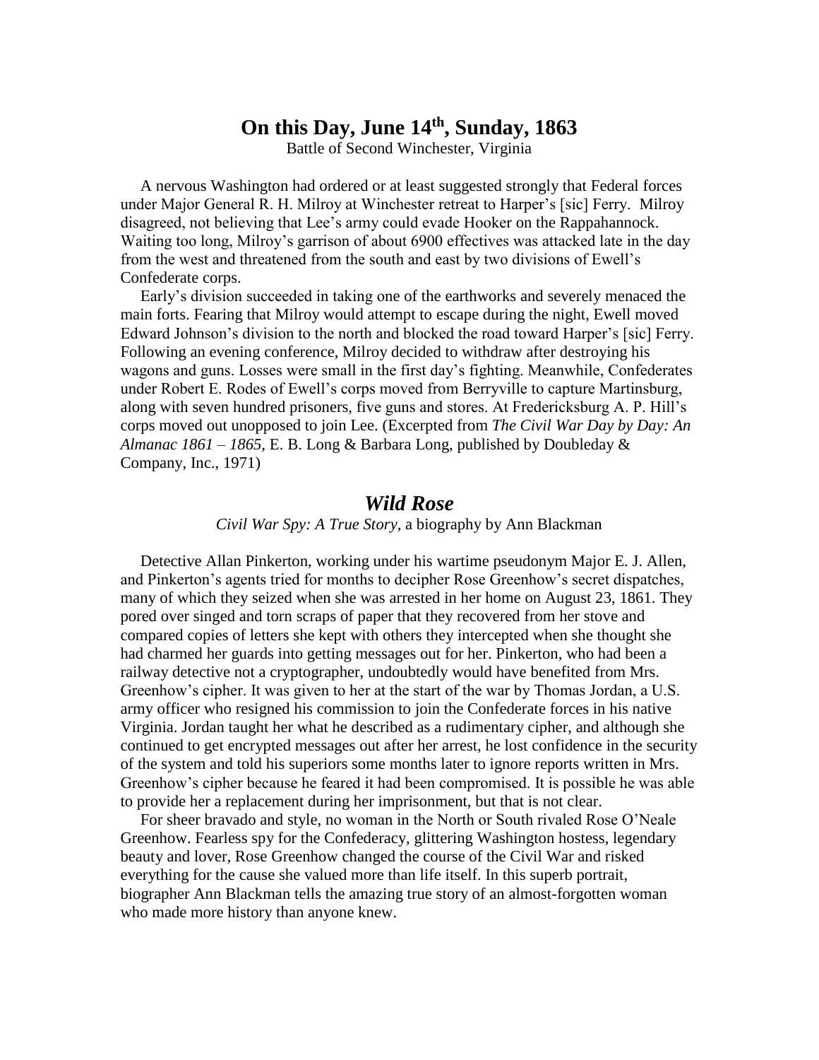# On this Day, June 14th, Sunday, 1863

Battle of Second Winchester, Virginia

A nervous Washington had ordered or at least suggested strongly that Federal forces under Major General R. H. Milroy at Winchester retreat to Harper's [sic] Ferry. Milroy disagreed, not believing that Lee's army could evade Hooker on the Rappahannock. Waiting too long, Milroy's garrison of about 6900 effectives was attacked late in the day from the west and threatened from the south and east by two divisions of Ewell's Confederate corps.

Early's division succeeded in taking one of the earthworks and severely menaced the main forts. Fearing that Milroy would attempt to escape during the night, Ewell moved Edward Johnson's division to the north and blocked the road toward Harper's [sic] Ferry. Following an evening conference, Milroy decided to withdraw after destroying his wagons and guns. Losses were small in the first day's fighting. Meanwhile, Confederates under Robert E. Rodes of Ewell's corps moved from Berryville to capture Martinsburg, along with seven hundred prisoners, five guns and stores. At Fredericksburg A. P. Hill's corps moved out unopposed to join Lee. (Excerpted from *The Civil War Day by Day: An Almanac 1861 – 1865,* E. B. Long & Barbara Long, published by Doubleday & Company, Inc., 1971)

## *Wild Rose*

*Civil War Spy: A True Story,* a biography by Ann Blackman

Detective Allan Pinkerton, working under his wartime pseudonym Major E. J. Allen, and Pinkerton's agents tried for months to decipher Rose Greenhow's secret dispatches, many of which they seized when she was arrested in her home on August 23, 1861. They pored over singed and torn scraps of paper that they recovered from her stove and compared copies of letters she kept with others they intercepted when she thought she had charmed her guards into getting messages out for her. Pinkerton, who had been a railway detective not a cryptographer, undoubtedly would have benefited from Mrs. Greenhow's cipher. It was given to her at the start of the war by Thomas Jordan, a U.S. army officer who resigned his commission to join the Confederate forces in his native Virginia. Jordan taught her what he described as a rudimentary cipher, and although she continued to get encrypted messages out after her arrest, he lost confidence in the security of the system and told his superiors some months later to ignore reports written in Mrs. Greenhow's cipher because he feared it had been compromised. It is possible he was able to provide her a replacement during her imprisonment, but that is not clear.

For sheer bravado and style, no woman in the North or South rivaled Rose O'Neale Greenhow. Fearless spy for the Confederacy, glittering Washington hostess, legendary beauty and lover, Rose Greenhow changed the course of the Civil War and risked everything for the cause she valued more than life itself. In this superb portrait, biographer Ann Blackman tells the amazing true story of an almost-forgotten woman who made more history than anyone knew.